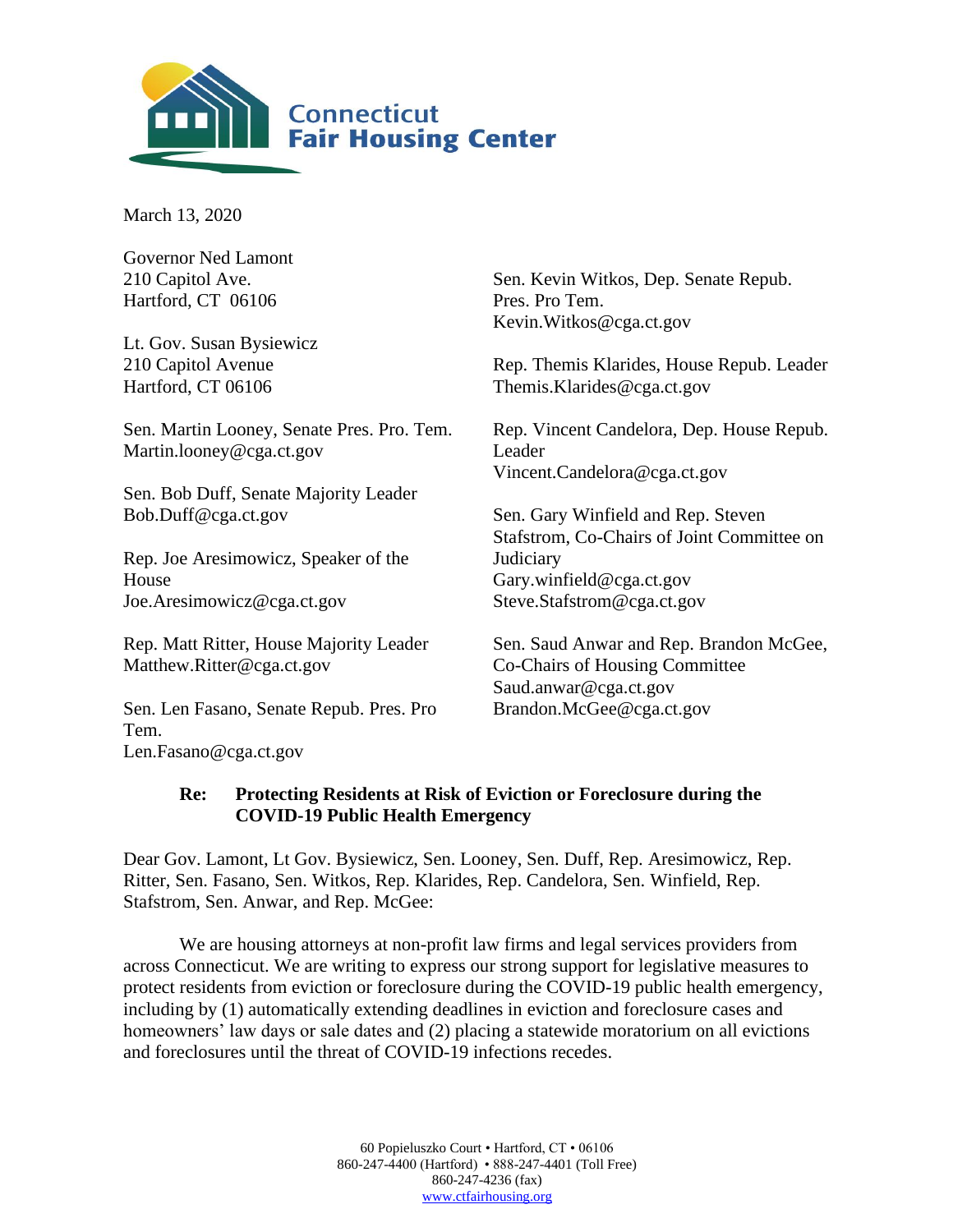**Connecticut Fair Housing Center**

March 13, 2020

Governor Ned Lamont
210 Capitol Ave.
Hartford, CT 06106

Lt. Gov. Susan Bysiewicz
210 Capitol Avenue
Hartford, CT 06106

Sen. Martin Looney, Senate Pres. Pro. Tem.
Martin.looney@cga.ct.gov

Sen. Bob Duff, Senate Majority Leader
Bob.Duff@cga.ct.gov

Rep. Joe Aresimowicz, Speaker of the House
Joe.Aresimowicz@cga.ct.gov

Rep. Matt Ritter, House Majority Leader
Matthew.Ritter@cga.ct.gov

Sen. Len Fasano, Senate Repub. Pres. Pro Tem.
Len.Fasano@cga.ct.gov

Sen. Kevin Witkos, Dep. Senate Repub. Pres. Pro Tem.
Kevin.Witkos@cga.ct.gov

Rep. Themis Klarides, House Repub. Leader
Themis.Klarides@cga.ct.gov

Rep. Vincent Candelora, Dep. House Repub. Leader
Vincent.Candelora@cga.ct.gov

Sen. Gary Winfield and Rep. Steven Stafstrom, Co-Chairs of Joint Committee on Judiciary
Gary.winfield@cga.ct.gov
Steve.Stafstrom@cga.ct.gov

Sen. Saud Anwar and Rep. Brandon McGee, Co-Chairs of Housing Committee
Saud.anwar@cga.ct.gov
Brandon.McGee@cga.ct.gov

**Re: Protecting Residents at Risk of Eviction or Foreclosure during the COVID-19 Public Health Emergency**

Dear Gov. Lamont, Lt Gov. Bysiewicz, Sen. Looney, Sen. Duff, Rep. Aresimowicz, Rep. Ritter, Sen. Fasano, Sen. Witkos, Rep. Klarides, Rep. Candelora, Sen. Winfield, Rep. Stafstrom, Sen. Anwar, and Rep. McGee:

We are housing attorneys at non-profit law firms and legal services providers from across Connecticut. We are writing to express our strong support for legislative measures to protect residents from eviction or foreclosure during the COVID-19 public health emergency, including by (1) automatically extending deadlines in eviction and foreclosure cases and homeowners' law days or sale dates and (2) placing a statewide moratorium on all evictions and foreclosures until the threat of COVID-19 infections recedes.

60 Popieluszko Court • Hartford, CT • 06106
860-247-4400 (Hartford) • 888-247-4401 (Toll Free)
860-247-4236 (fax)
www.ctfairhousing.org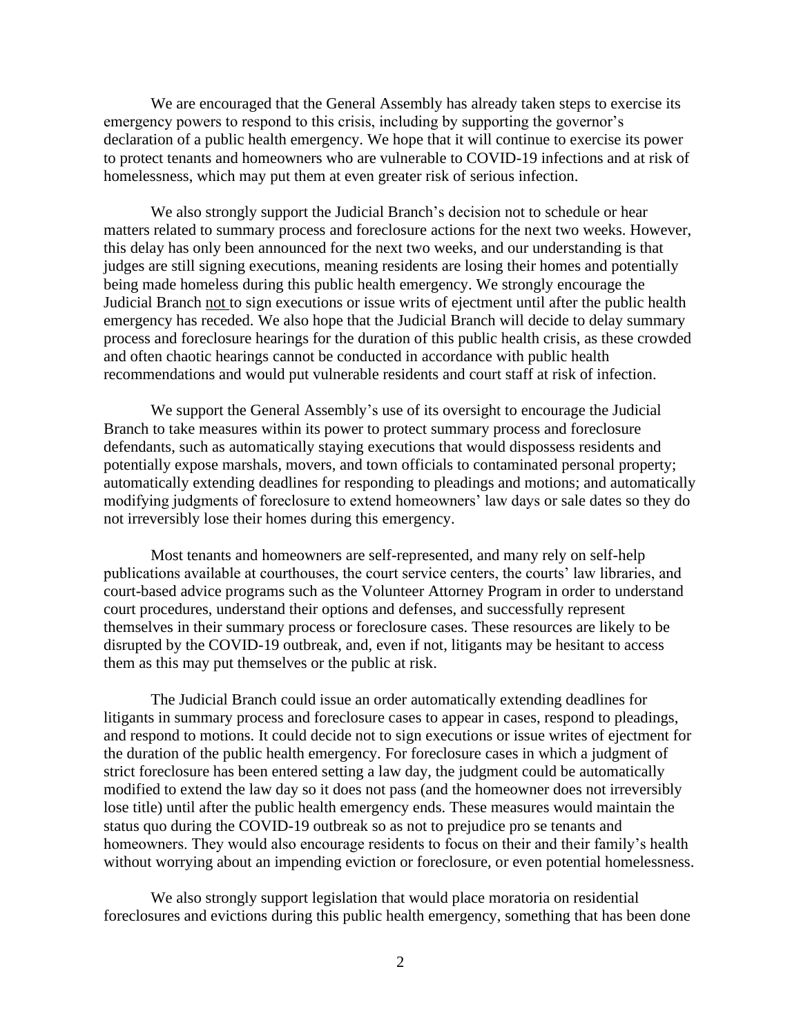We are encouraged that the General Assembly has already taken steps to exercise its emergency powers to respond to this crisis, including by supporting the governor's declaration of a public health emergency. We hope that it will continue to exercise its power to protect tenants and homeowners who are vulnerable to COVID-19 infections and at risk of homelessness, which may put them at even greater risk of serious infection.

We also strongly support the Judicial Branch's decision not to schedule or hear matters related to summary process and foreclosure actions for the next two weeks. However, this delay has only been announced for the next two weeks, and our understanding is that judges are still signing executions, meaning residents are losing their homes and potentially being made homeless during this public health emergency. We strongly encourage the Judicial Branch <u>not</u> to sign executions or issue writs of ejectment until after the public health emergency has receded. We also hope that the Judicial Branch will decide to delay summary process and foreclosure hearings for the duration of this public health crisis, as these crowded and often chaotic hearings cannot be conducted in accordance with public health recommendations and would put vulnerable residents and court staff at risk of infection.

We support the General Assembly's use of its oversight to encourage the Judicial Branch to take measures within its power to protect summary process and foreclosure defendants, such as automatically staying executions that would dispossess residents and potentially expose marshals, movers, and town officials to contaminated personal property; automatically extending deadlines for responding to pleadings and motions; and automatically modifying judgments of foreclosure to extend homeowners' law days or sale dates so they do not irreversibly lose their homes during this emergency.

Most tenants and homeowners are self-represented, and many rely on self-help publications available at courthouses, the court service centers, the courts' law libraries, and court-based advice programs such as the Volunteer Attorney Program in order to understand court procedures, understand their options and defenses, and successfully represent themselves in their summary process or foreclosure cases. These resources are likely to be disrupted by the COVID-19 outbreak, and, even if not, litigants may be hesitant to access them as this may put themselves or the public at risk.

The Judicial Branch could issue an order automatically extending deadlines for litigants in summary process and foreclosure cases to appear in cases, respond to pleadings, and respond to motions. It could decide not to sign executions or issue writes of ejectment for the duration of the public health emergency. For foreclosure cases in which a judgment of strict foreclosure has been entered setting a law day, the judgment could be automatically modified to extend the law day so it does not pass (and the homeowner does not irreversibly lose title) until after the public health emergency ends. These measures would maintain the status quo during the COVID-19 outbreak so as not to prejudice pro se tenants and homeowners. They would also encourage residents to focus on their and their family's health without worrying about an impending eviction or foreclosure, or even potential homelessness.

We also strongly support legislation that would place moratoria on residential foreclosures and evictions during this public health emergency, something that has been done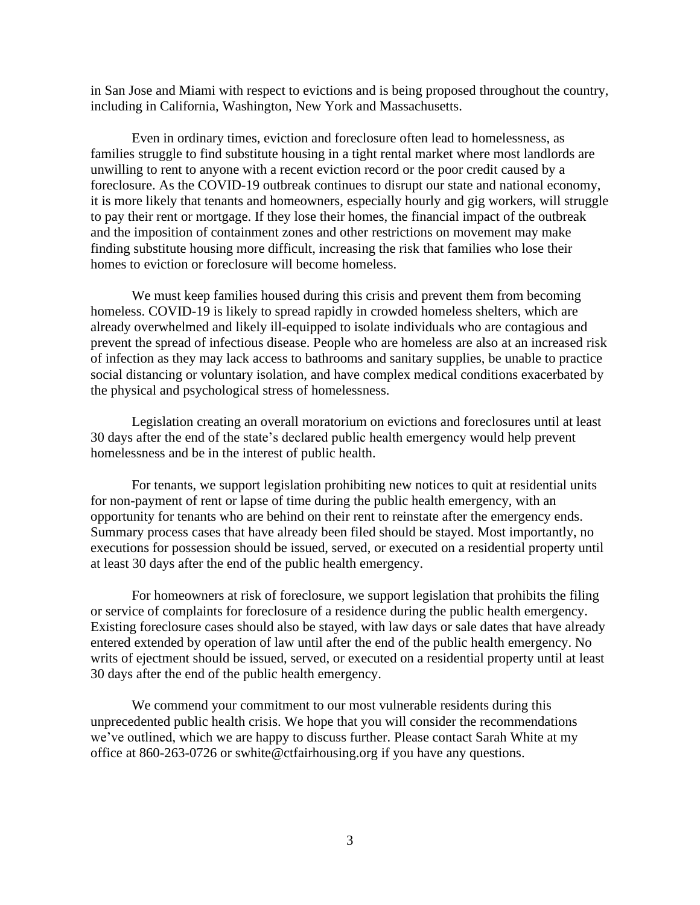in San Jose and Miami with respect to evictions and is being proposed throughout the country, including in California, Washington, New York and Massachusetts.

Even in ordinary times, eviction and foreclosure often lead to homelessness, as families struggle to find substitute housing in a tight rental market where most landlords are unwilling to rent to anyone with a recent eviction record or the poor credit caused by a foreclosure. As the COVID-19 outbreak continues to disrupt our state and national economy, it is more likely that tenants and homeowners, especially hourly and gig workers, will struggle to pay their rent or mortgage. If they lose their homes, the financial impact of the outbreak and the imposition of containment zones and other restrictions on movement may make finding substitute housing more difficult, increasing the risk that families who lose their homes to eviction or foreclosure will become homeless.

We must keep families housed during this crisis and prevent them from becoming homeless. COVID-19 is likely to spread rapidly in crowded homeless shelters, which are already overwhelmed and likely ill-equipped to isolate individuals who are contagious and prevent the spread of infectious disease. People who are homeless are also at an increased risk of infection as they may lack access to bathrooms and sanitary supplies, be unable to practice social distancing or voluntary isolation, and have complex medical conditions exacerbated by the physical and psychological stress of homelessness.

Legislation creating an overall moratorium on evictions and foreclosures until at least 30 days after the end of the state's declared public health emergency would help prevent homelessness and be in the interest of public health.

For tenants, we support legislation prohibiting new notices to quit at residential units for non-payment of rent or lapse of time during the public health emergency, with an opportunity for tenants who are behind on their rent to reinstate after the emergency ends. Summary process cases that have already been filed should be stayed. Most importantly, no executions for possession should be issued, served, or executed on a residential property until at least 30 days after the end of the public health emergency.

For homeowners at risk of foreclosure, we support legislation that prohibits the filing or service of complaints for foreclosure of a residence during the public health emergency. Existing foreclosure cases should also be stayed, with law days or sale dates that have already entered extended by operation of law until after the end of the public health emergency. No writs of ejectment should be issued, served, or executed on a residential property until at least 30 days after the end of the public health emergency.

We commend your commitment to our most vulnerable residents during this unprecedented public health crisis. We hope that you will consider the recommendations we've outlined, which we are happy to discuss further. Please contact Sarah White at my office at 860-263-0726 or swhite@ctfairhousing.org if you have any questions.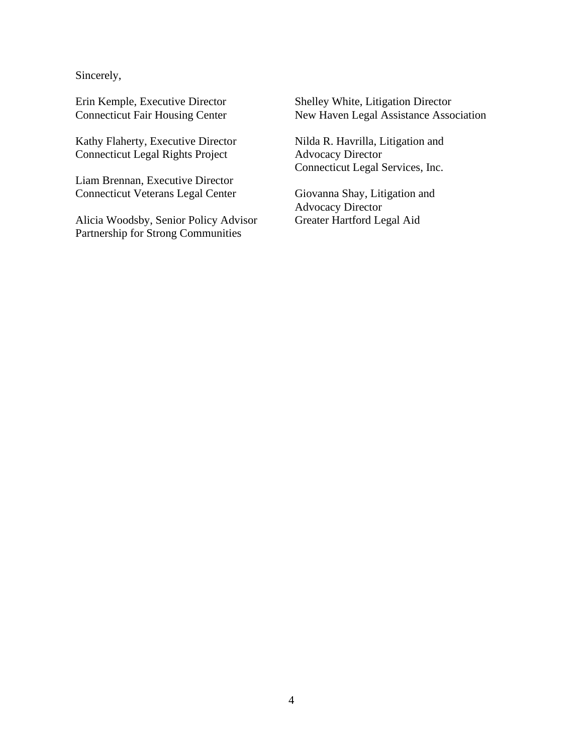Sincerely,

Erin Kemple, Executive Director
Connecticut Fair Housing Center

Kathy Flaherty, Executive Director
Connecticut Legal Rights Project

Liam Brennan, Executive Director
Connecticut Veterans Legal Center

Alicia Woodsby, Senior Policy Advisor
Partnership for Strong Communities

Shelley White, Litigation Director
New Haven Legal Assistance Association

Nilda R. Havrilla, Litigation and
Advocacy Director
Connecticut Legal Services, Inc.

Giovanna Shay, Litigation and
Advocacy Director
Greater Hartford Legal Aid